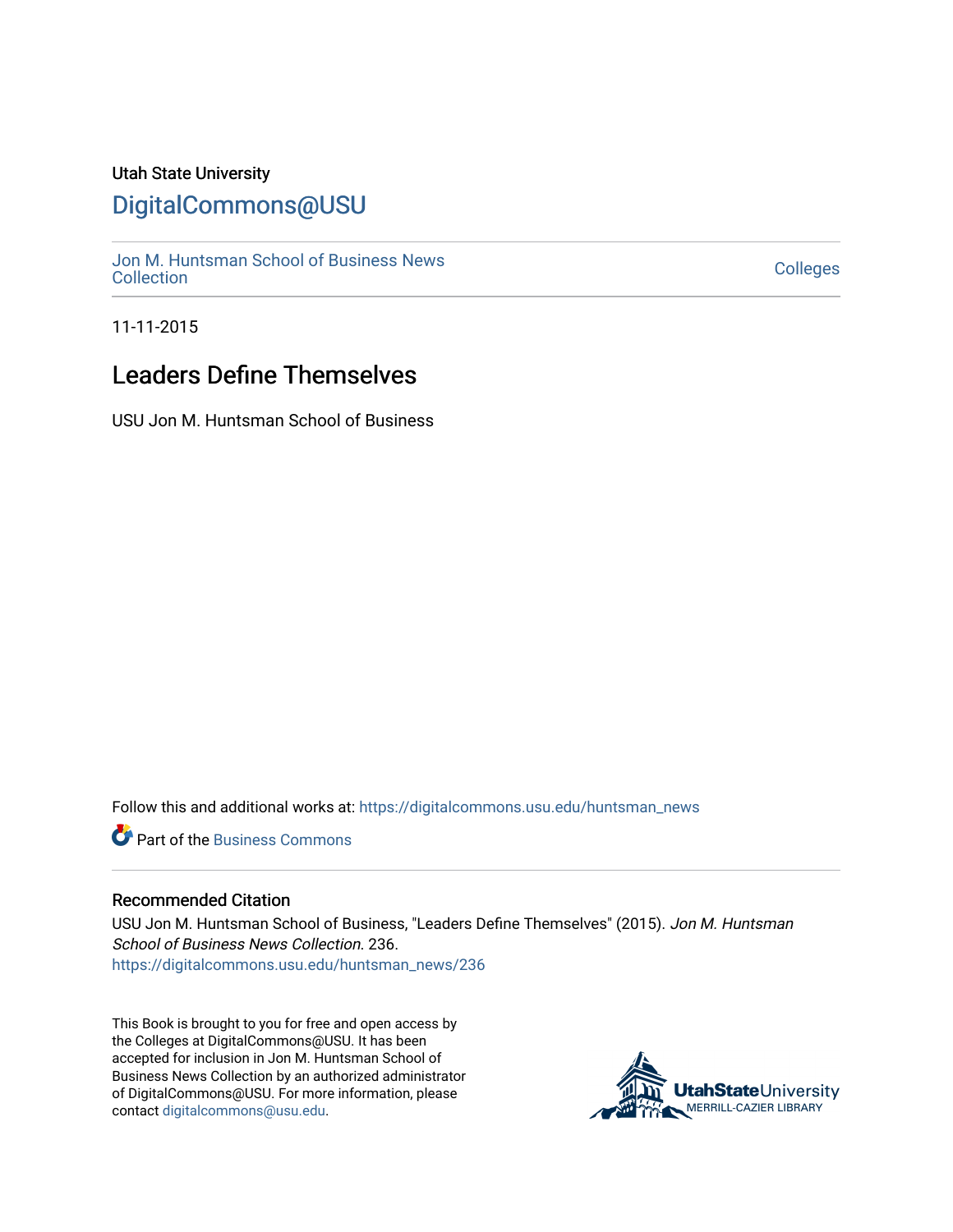Utah State University

# DigitalCommons@USU

Jon M. Huntsman School of Business News Collection

Colleges

11-11-2015

## Leaders Define Themselves

USU Jon M. Huntsman School of Business

Follow this and additional works at: https://digitalcommons.usu.edu/huntsman_news

Part of the Business Commons

### Recommended Citation

USU Jon M. Huntsman School of Business, "Leaders Define Themselves" (2015). *Jon M. Huntsman School of Business News Collection*. 236.
https://digitalcommons.usu.edu/huntsman_news/236

This Book is brought to you for free and open access by the Colleges at DigitalCommons@USU. It has been accepted for inclusion in Jon M. Huntsman School of Business News Collection by an authorized administrator of DigitalCommons@USU. For more information, please contact digitalcommons@usu.edu.

UtahStateUniversity
MERRILL-CAZIER LIBRARY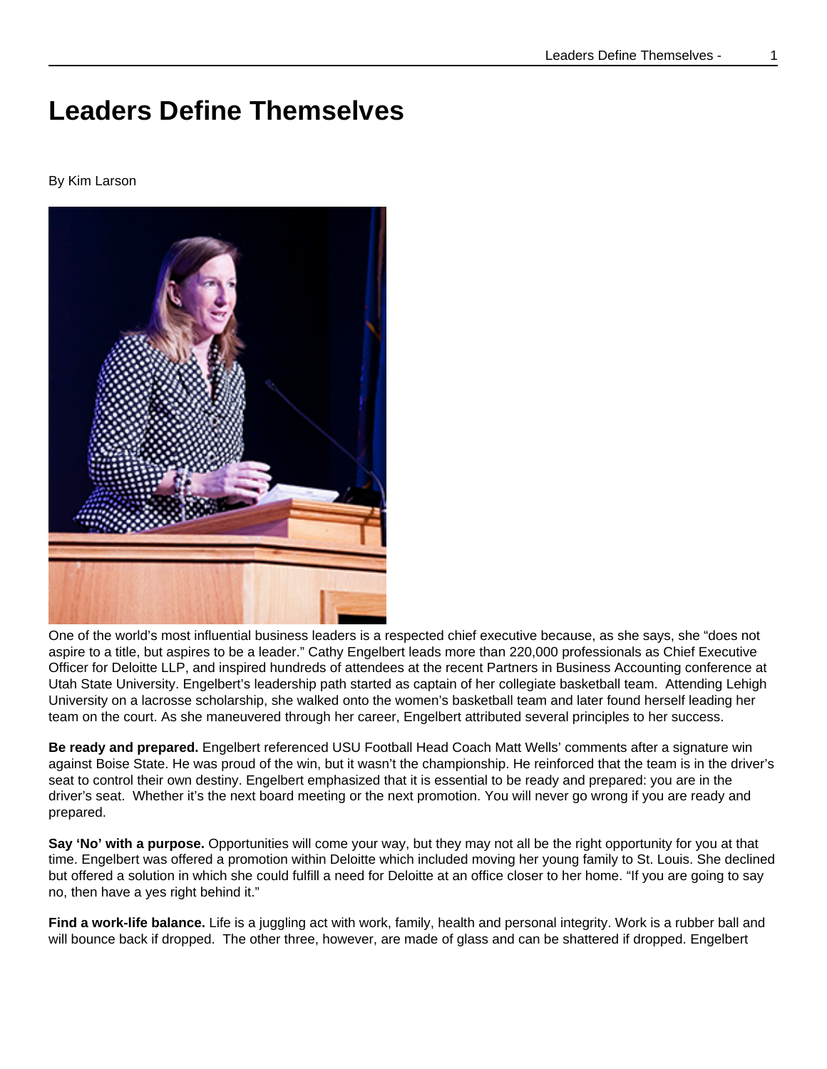# Leaders Define Themselves

By Kim Larson

One of the world's most influential business leaders is a respected chief executive because, as she says, she "does not aspire to a title, but aspires to be a leader." Cathy Engelbert leads more than 220,000 professionals as Chief Executive Officer for Deloitte LLP, and inspired hundreds of attendees at the recent Partners in Business Accounting conference at Utah State University. Engelbert's leadership path started as captain of her collegiate basketball team. Attending Lehigh University on a lacrosse scholarship, she walked onto the women's basketball team and later found herself leading her team on the court. As she maneuvered through her career, Engelbert attributed several principles to her success.

**Be ready and prepared.** Engelbert referenced USU Football Head Coach Matt Wells' comments after a signature win against Boise State. He was proud of the win, but it wasn't the championship. He reinforced that the team is in the driver's seat to control their own destiny. Engelbert emphasized that it is essential to be ready and prepared: you are in the driver's seat. Whether it's the next board meeting or the next promotion. You will never go wrong if you are ready and prepared.

**Say 'No' with a purpose.** Opportunities will come your way, but they may not all be the right opportunity for you at that time. Engelbert was offered a promotion within Deloitte which included moving her young family to St. Louis. She declined but offered a solution in which she could fulfill a need for Deloitte at an office closer to her home. "If you are going to say no, then have a yes right behind it."

**Find a work-life balance.** Life is a juggling act with work, family, health and personal integrity. Work is a rubber ball and will bounce back if dropped. The other three, however, are made of glass and can be shattered if dropped. Engelbert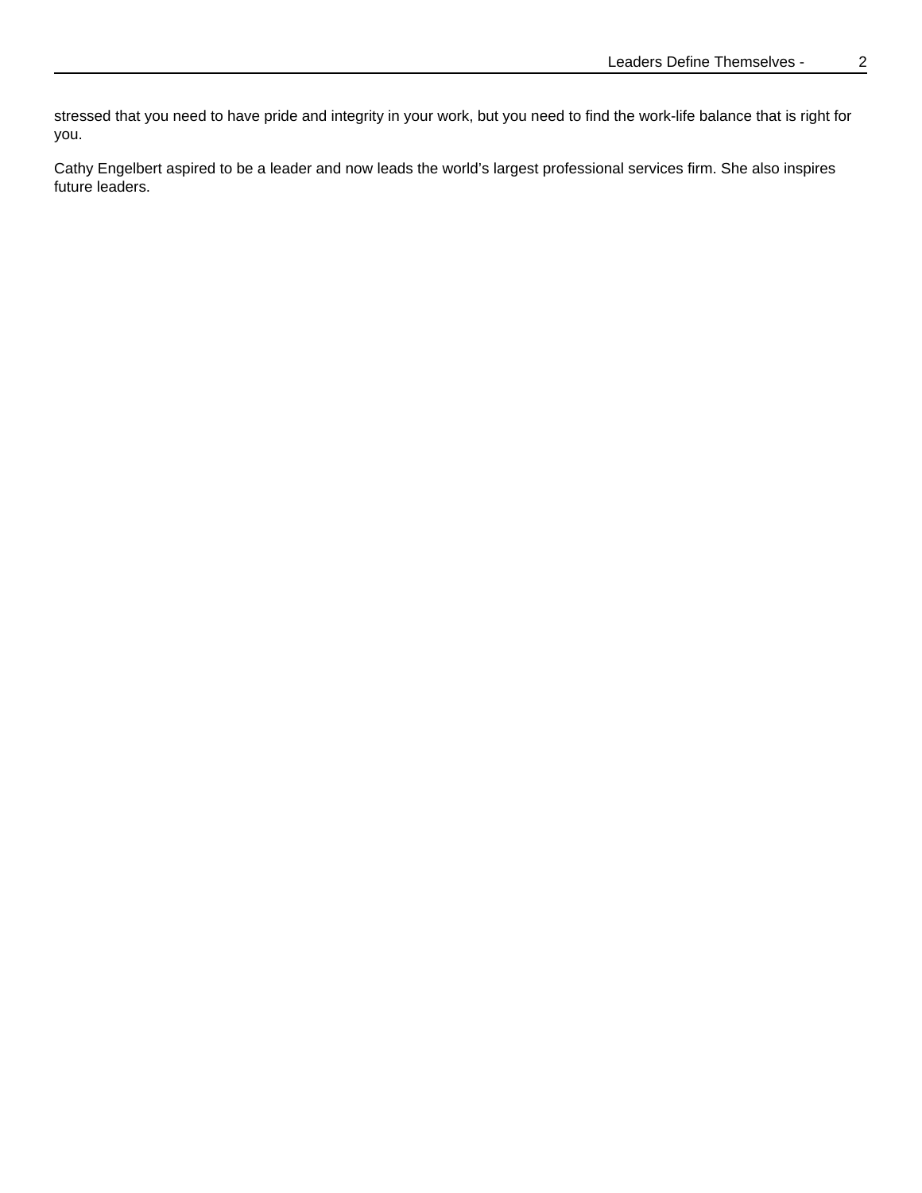stressed that you need to have pride and integrity in your work, but you need to find the work-life balance that is right for you.

Cathy Engelbert aspired to be a leader and now leads the world’s largest professional services firm. She also inspires future leaders.